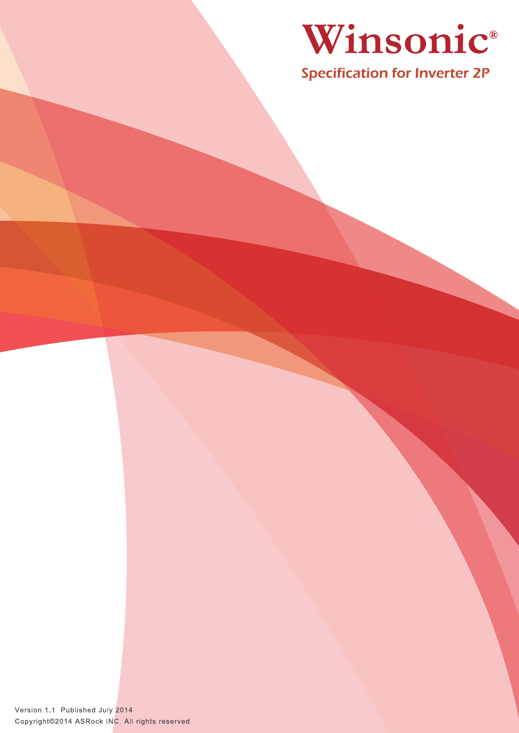# Winsonic®

## Specification for Inverter 2P

Version 1.1 Published July 2014

Copyright©2014 ASRock INC. All rights reserved.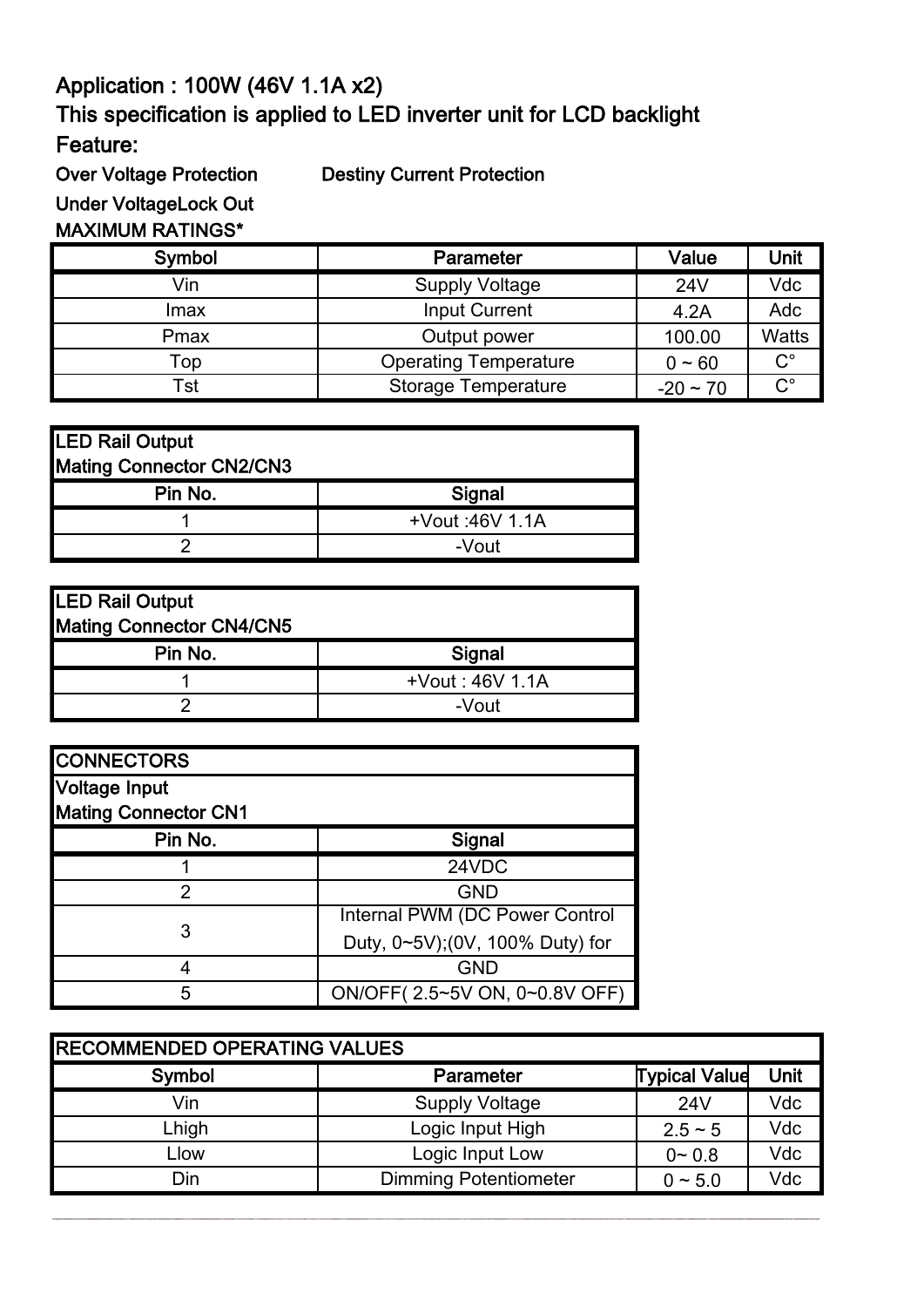## Application : 100W (46V 1.1A x2)

## This specification is applied to LED inverter unit for LCD backlight

## Feature:

**Over Voltage Protection** **Destiny Current Protection**

**Under VoltageLock Out**

**MAXIMUM RATINGS***

| Symbol | Parameter | Value | Unit |
|---|---|---|---|
| Vin | Supply Voltage | 24V | Vdc |
| Imax | Input Current | 4.2A | Adc |
| Pmax | Output power | 100.00 | Watts |
| Top | Operating Temperature | 0 ~ 60 | C° |
| Tst | Storage Temperature | -20 ~ 70 | C° |

| LED Rail Output<br>Mating Connector CN2/CN3 | |
|---|---|
| **Pin No.** | **Signal** |
| 1 | +Vout :46V 1.1A |
| 2 | -Vout |

| LED Rail Output<br>Mating Connector CN4/CN5 | |
|---|---|
| **Pin No.** | **Signal** |
| 1 | +Vout : 46V 1.1A |
| 2 | -Vout |

| CONNECTORS | |
|---|---|
| **Voltage Input<br>Mating Connector CN1** | |
| **Pin No.** | **Signal** |
| 1 | 24VDC |
| 2 | GND |
| 3 | Internal PWM (DC Power Control Duty, 0~5V);(0V, 100% Duty) for |
| 4 | GND |
| 5 | ON/OFF( 2.5~5V ON, 0~0.8V OFF) |

| RECOMMENDED OPERATING VALUES | | | |
|---|---|---|---|
| **Symbol** | **Parameter** | **Typical Value** | **Unit** |
| Vin | Supply Voltage | 24V | Vdc |
| Lhigh | Logic Input High | 2.5 ~ 5 | Vdc |
| Llow | Logic Input Low | 0~ 0.8 | Vdc |
| Din | Dimming Potentiometer | 0 ~ 5.0 | Vdc |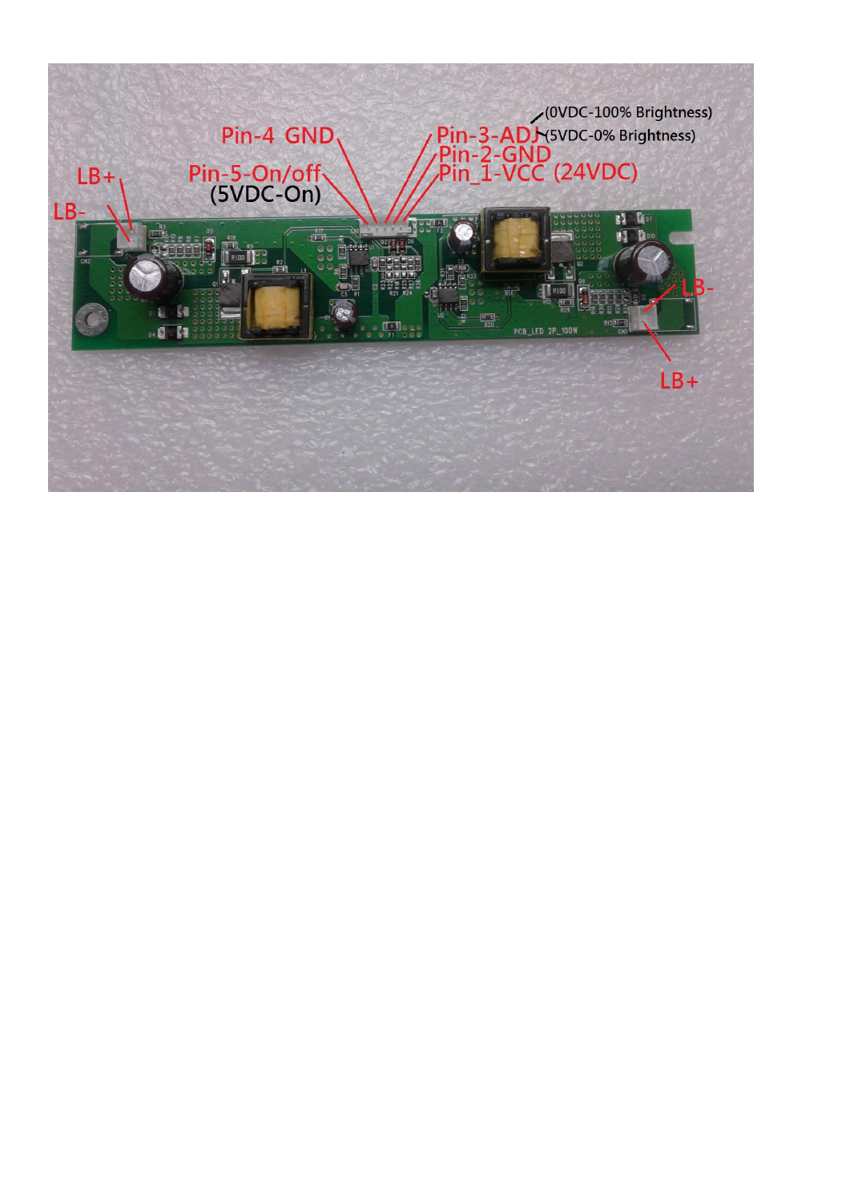(0VDC-100% Brightness)

(5VDC-0% Brightness)

Pin-4 GND

Pin-3-ADJ

Pin-2-GND

Pin_1-VCC (24VDC)

Pin-5-On/off

(5VDC-On)

LB+

LB-

LB-

LB+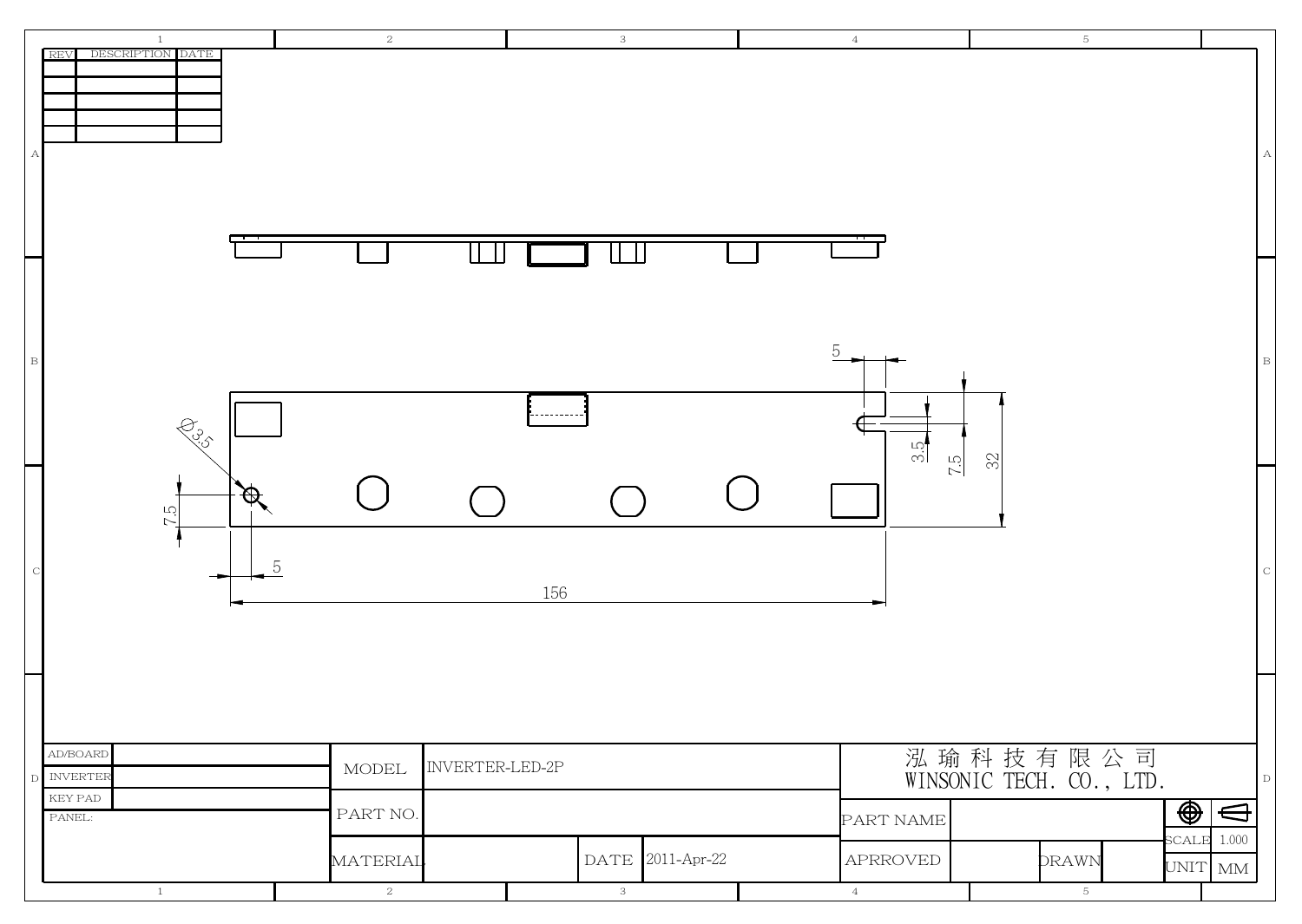| REV | DESCRIPTION | DATE |
|---|---|---|
| | | |
| | | |
| | | |
| | | |
| | | |

5

Ø3.5

3.5

7.5

32

7.5

5

156

| | |
|---|---|
| AD/BOARD | |
| INVERTER | |
| KEY PAD | |
| PANEL: | |

| | | | |
|---|---|---|---|
| MODEL | INVERTER-LED-2P | | |
| PART NO. | | | |
| MATERIAL | | DATE | 2011-Apr-22 |

泓瑜科技有限公司
WINSONIC TECH. CO., LTD.

| | | | | | |
|---|---|---|---|---|---|
| PART NAME | | | | | |
| | | | | SCALE | 1.000 |
| APRROVED | | DRAWN | | UNIT | MM |